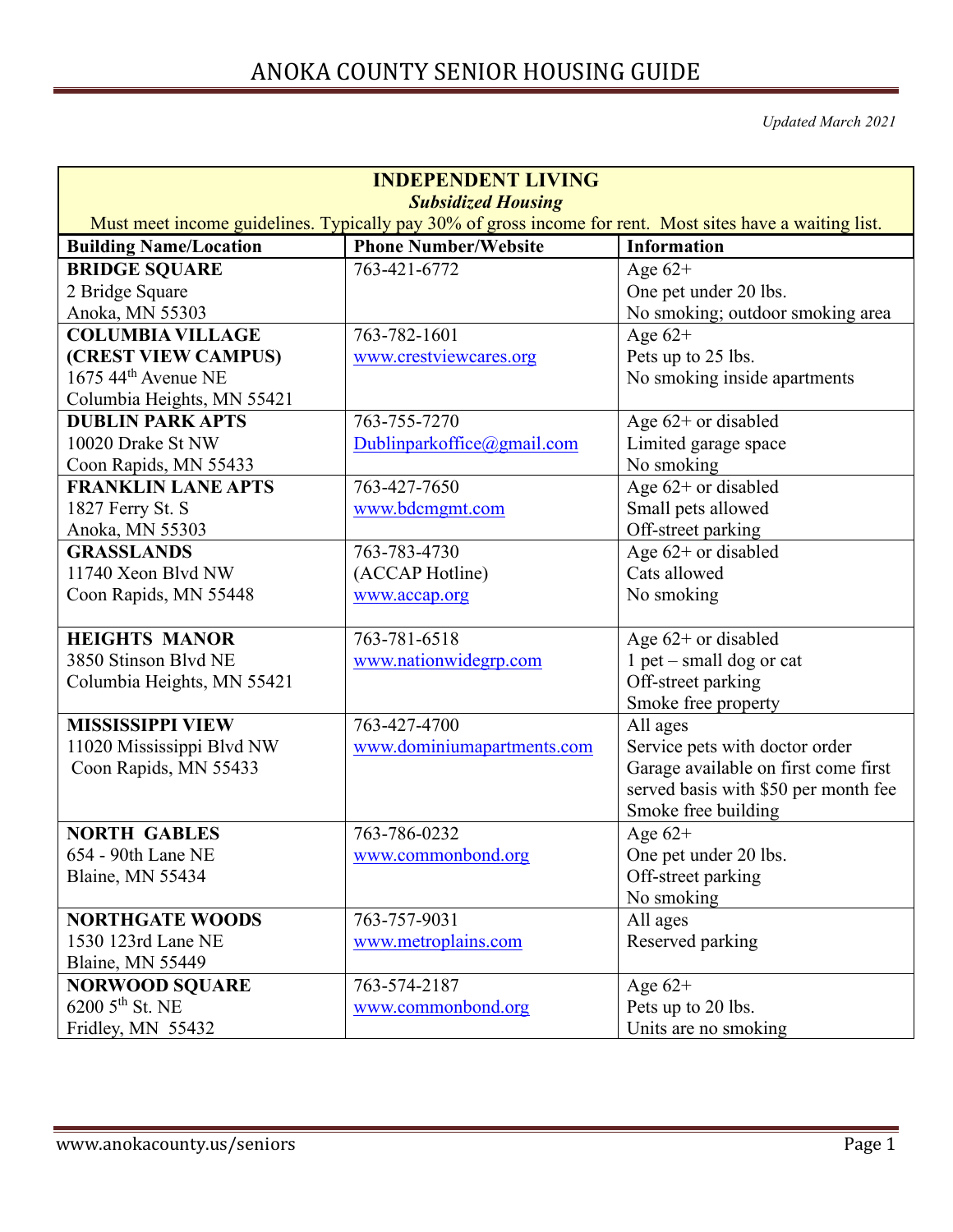# ANOKA COUNTY SENIOR HOUSING GUIDE

*Updated March 2021*

## INDEPENDENT LIVING

***Subsidized Housing***

Must meet income guidelines. Typically pay 30% of gross income for rent. Most sites have a waiting list.

| Building Name/Location | Phone Number/Website | Information |
|---|---|---|
| **BRIDGE SQUARE**<br>2 Bridge Square<br>Anoka, MN 55303 | 763-421-6772 | Age 62+<br>One pet under 20 lbs.<br>No smoking; outdoor smoking area |
| **COLUMBIA VILLAGE (CREST VIEW CAMPUS)**<br>1675 44th Avenue NE<br>Columbia Heights, MN 55421 | 763-782-1601<br>www.crestviewcares.org | Age 62+<br>Pets up to 25 lbs.<br>No smoking inside apartments |
| **DUBLIN PARK APTS**<br>10020 Drake St NW<br>Coon Rapids, MN 55433 | 763-755-7270<br>Dublinparkoffice@gmail.com | Age 62+ or disabled<br>Limited garage space<br>No smoking |
| **FRANKLIN LANE APTS**<br>1827 Ferry St. S<br>Anoka, MN 55303 | 763-427-7650<br>www.bdcmgmt.com | Age 62+ or disabled<br>Small pets allowed<br>Off-street parking |
| **GRASSLANDS**<br>11740 Xeon Blvd NW<br>Coon Rapids, MN 55448 | 763-783-4730<br>(ACCAP Hotline)<br>www.accap.org | Age 62+ or disabled<br>Cats allowed<br>No smoking |
| **HEIGHTS MANOR**<br>3850 Stinson Blvd NE<br>Columbia Heights, MN 55421 | 763-781-6518<br>www.nationwidegrp.com | Age 62+ or disabled<br>1 pet – small dog or cat<br>Off-street parking<br>Smoke free property |
| **MISSISSIPPI VIEW**<br>11020 Mississippi Blvd NW<br>Coon Rapids, MN 55433 | 763-427-4700<br>www.dominiumapartments.com | All ages<br>Service pets with doctor order<br>Garage available on first come first served basis with $50 per month fee<br>Smoke free building |
| **NORTH GABLES**<br>654 - 90th Lane NE<br>Blaine, MN 55434 | 763-786-0232<br>www.commonbond.org | Age 62+<br>One pet under 20 lbs.<br>Off-street parking<br>No smoking |
| **NORTHGATE WOODS**<br>1530 123rd Lane NE<br>Blaine, MN 55449 | 763-757-9031<br>www.metroplains.com | All ages<br>Reserved parking |
| **NORWOOD SQUARE**<br>6200 5th St. NE<br>Fridley, MN 55432 | 763-574-2187<br>www.commonbond.org | Age 62+<br>Pets up to 20 lbs.<br>Units are no smoking |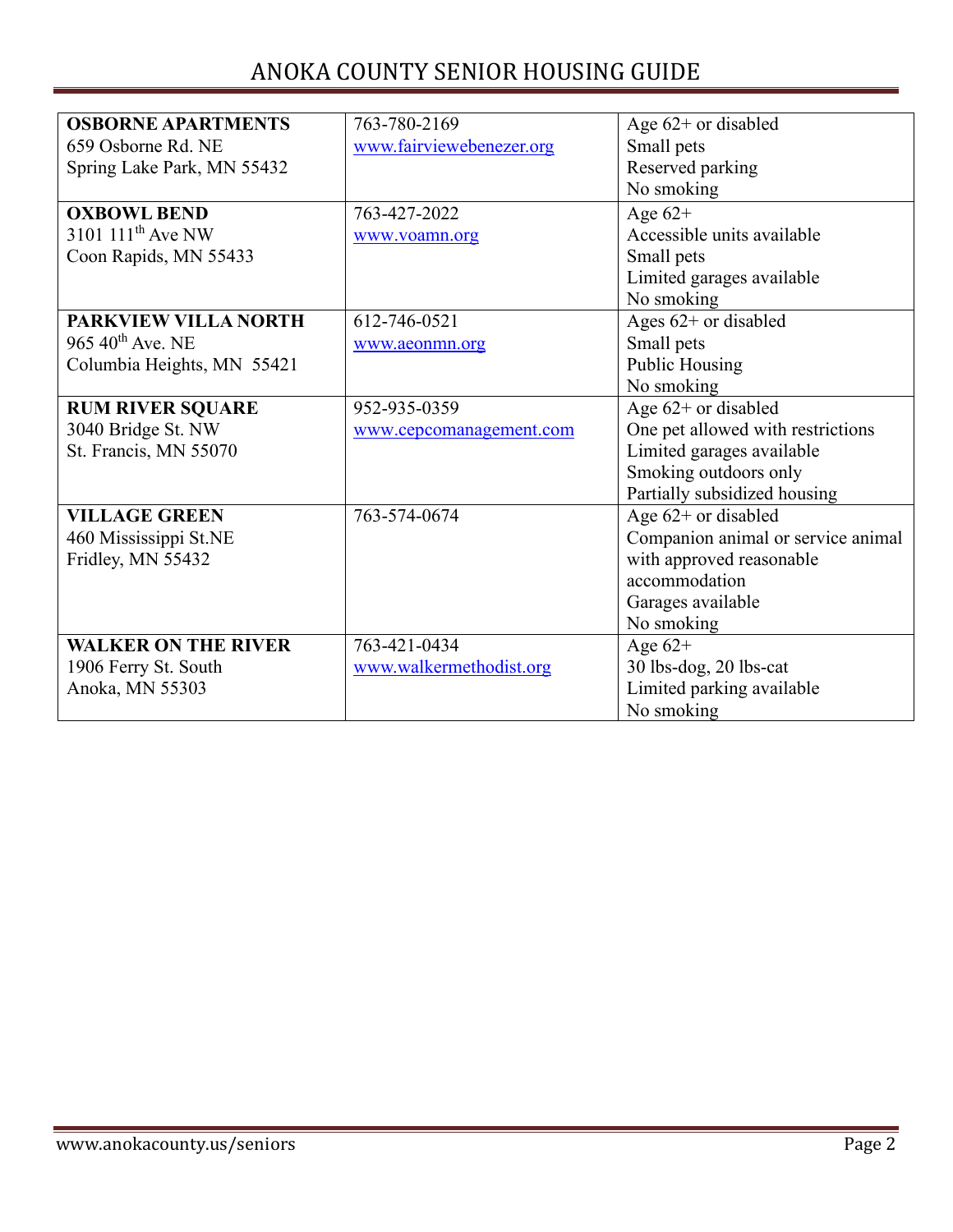| | | |
|---|---|---|
| **OSBORNE APARTMENTS**<br>659 Osborne Rd. NE<br>Spring Lake Park, MN 55432 | 763-780-2169<br>www.fairviewebenezer.org | Age 62+ or disabled<br>Small pets<br>Reserved parking<br>No smoking |
| **OXBOWL BEND**<br>3101 111th Ave NW<br>Coon Rapids, MN 55433 | 763-427-2022<br>www.voamn.org | Age 62+<br>Accessible units available<br>Small pets<br>Limited garages available<br>No smoking |
| **PARKVIEW VILLA NORTH**<br>965 40th Ave. NE<br>Columbia Heights, MN 55421 | 612-746-0521<br>www.aeonmn.org | Ages 62+ or disabled<br>Small pets<br>Public Housing<br>No smoking |
| **RUM RIVER SQUARE**<br>3040 Bridge St. NW<br>St. Francis, MN 55070 | 952-935-0359<br>www.cepcomanagement.com | Age 62+ or disabled<br>One pet allowed with restrictions<br>Limited garages available<br>Smoking outdoors only<br>Partially subsidized housing |
| **VILLAGE GREEN**<br>460 Mississippi St.NE<br>Fridley, MN 55432 | 763-574-0674 | Age 62+ or disabled<br>Companion animal or service animal with approved reasonable accommodation<br>Garages available<br>No smoking |
| **WALKER ON THE RIVER**<br>1906 Ferry St. South<br>Anoka, MN 55303 | 763-421-0434<br>www.walkermethodist.org | Age 62+<br>30 lbs-dog, 20 lbs-cat<br>Limited parking available<br>No smoking |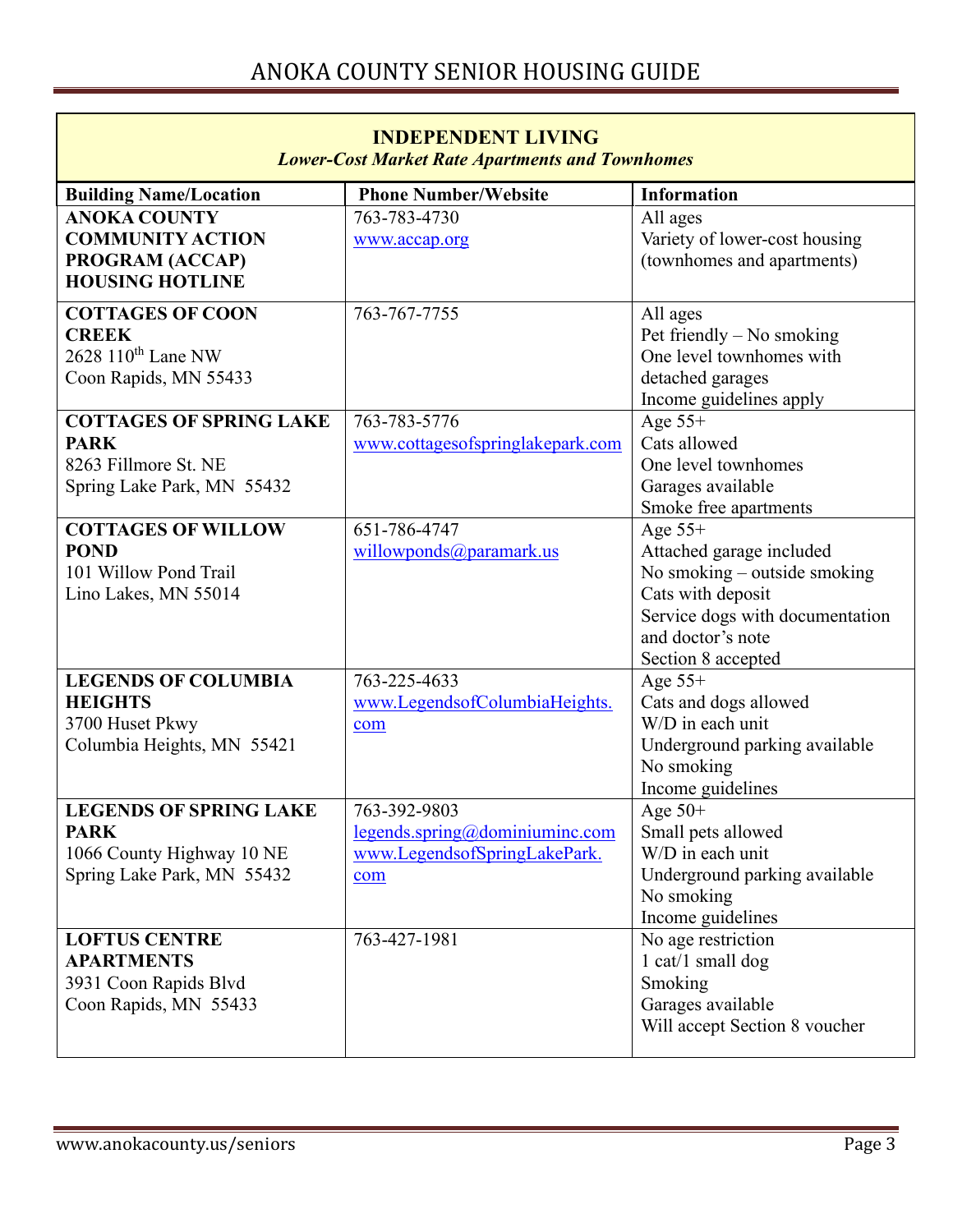## INDEPENDENT LIVING

*Lower-Cost Market Rate Apartments and Townhomes*

| Building Name/Location | Phone Number/Website | Information |
|---|---|---|
| **ANOKA COUNTY COMMUNITY ACTION PROGRAM (ACCAP) HOUSING HOTLINE** | 763-783-4730<br>www.accap.org | All ages<br>Variety of lower-cost housing (townhomes and apartments) |
| **COTTAGES OF COON CREEK**<br>2628 110th Lane NW<br>Coon Rapids, MN 55433 | 763-767-7755 | All ages<br>Pet friendly – No smoking<br>One level townhomes with detached garages<br>Income guidelines apply |
| **COTTAGES OF SPRING LAKE PARK**<br>8263 Fillmore St. NE<br>Spring Lake Park, MN 55432 | 763-783-5776<br>www.cottagesofspringlakepark.com | Age 55+<br>Cats allowed<br>One level townhomes<br>Garages available<br>Smoke free apartments |
| **COTTAGES OF WILLOW POND**<br>101 Willow Pond Trail<br>Lino Lakes, MN 55014 | 651-786-4747<br>willowponds@paramark.us | Age 55+<br>Attached garage included<br>No smoking – outside smoking<br>Cats with deposit<br>Service dogs with documentation and doctor's note<br>Section 8 accepted |
| **LEGENDS OF COLUMBIA HEIGHTS**<br>3700 Huset Pkwy<br>Columbia Heights, MN 55421 | 763-225-4633<br>www.LegendsofColumbiaHeights.com | Age 55+<br>Cats and dogs allowed<br>W/D in each unit<br>Underground parking available<br>No smoking<br>Income guidelines |
| **LEGENDS OF SPRING LAKE PARK**<br>1066 County Highway 10 NE<br>Spring Lake Park, MN 55432 | 763-392-9803<br>legends.spring@dominiuminc.com<br>www.LegendsofSpringLakePark.com | Age 50+<br>Small pets allowed<br>W/D in each unit<br>Underground parking available<br>No smoking<br>Income guidelines |
| **LOFTUS CENTRE APARTMENTS**<br>3931 Coon Rapids Blvd<br>Coon Rapids, MN 55433 | 763-427-1981 | No age restriction<br>1 cat/1 small dog<br>Smoking<br>Garages available<br>Will accept Section 8 voucher |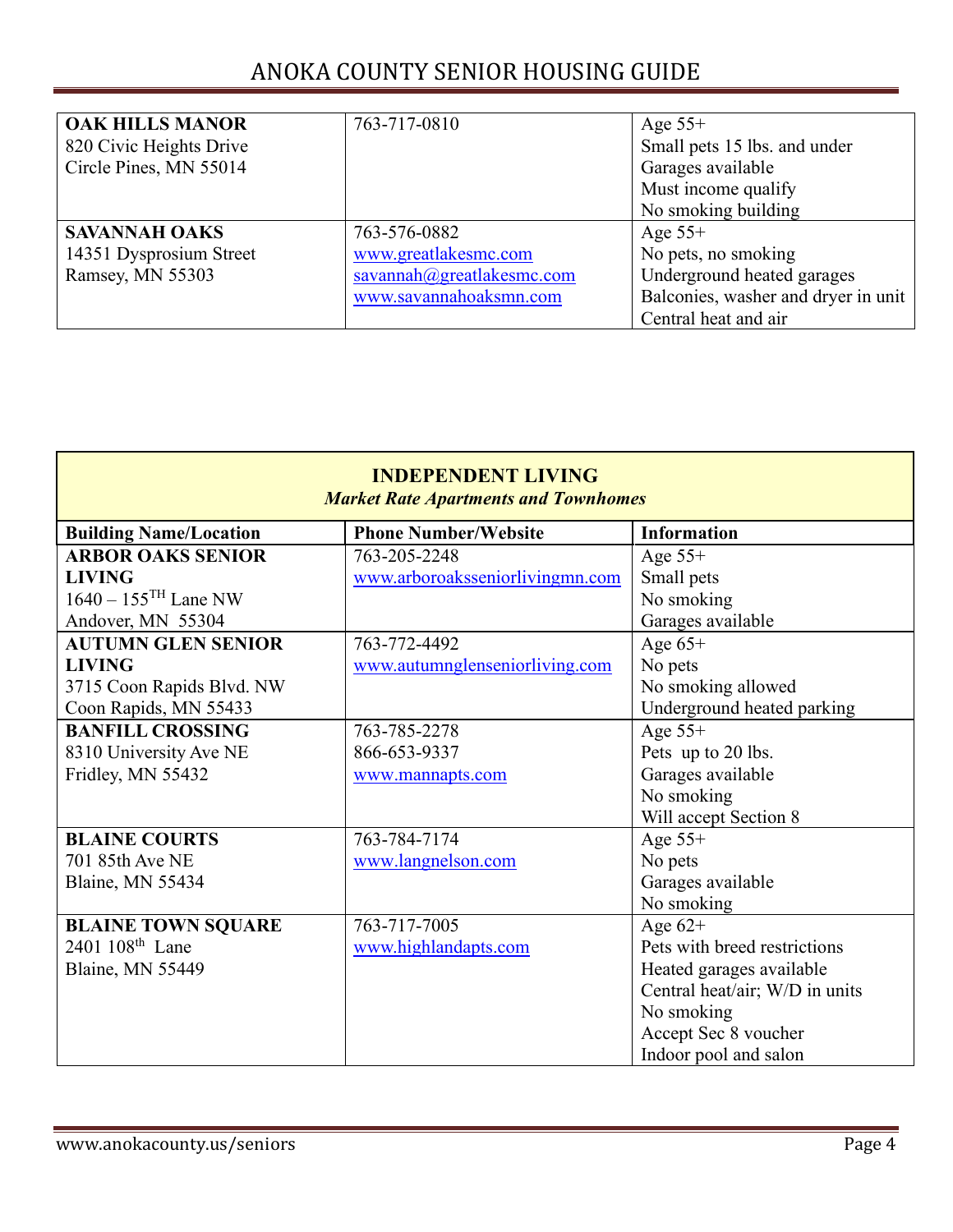| | | |
|---|---|---|
| **OAK HILLS MANOR**<br>820 Civic Heights Drive<br>Circle Pines, MN 55014 | 763-717-0810 | Age 55+<br>Small pets 15 lbs. and under<br>Garages available<br>Must income qualify<br>No smoking building |
| **SAVANNAH OAKS**<br>14351 Dysprosium Street<br>Ramsey, MN 55303 | 763-576-0882<br>www.greatlakesmc.com<br>savannah@greatlakesmc.com<br>www.savannahoaksmn.com | Age 55+<br>No pets, no smoking<br>Underground heated garages<br>Balconies, washer and dryer in unit<br>Central heat and air |

## INDEPENDENT LIVING

*Market Rate Apartments and Townhomes*

| Building Name/Location | Phone Number/Website | Information |
|---|---|---|
| **ARBOR OAKS SENIOR LIVING**<br>1640 – 155<sup>TH</sup> Lane NW<br>Andover, MN 55304 | 763-205-2248<br>www.arboroaksseniorlivingmn.com | Age 55+<br>Small pets<br>No smoking<br>Garages available |
| **AUTUMN GLEN SENIOR LIVING**<br>3715 Coon Rapids Blvd. NW<br>Coon Rapids, MN 55433 | 763-772-4492<br>www.autumnglenseniorliving.com | Age 65+<br>No pets<br>No smoking allowed<br>Underground heated parking |
| **BANFILL CROSSING**<br>8310 University Ave NE<br>Fridley, MN 55432 | 763-785-2278<br>866-653-9337<br>www.mannapts.com | Age 55+<br>Pets up to 20 lbs.<br>Garages available<br>No smoking<br>Will accept Section 8 |
| **BLAINE COURTS**<br>701 85th Ave NE<br>Blaine, MN 55434 | 763-784-7174<br>www.langnelson.com | Age 55+<br>No pets<br>Garages available<br>No smoking |
| **BLAINE TOWN SQUARE**<br>2401 108th Lane<br>Blaine, MN 55449 | 763-717-7005<br>www.highlandapts.com | Age 62+<br>Pets with breed restrictions<br>Heated garages available<br>Central heat/air; W/D in units<br>No smoking<br>Accept Sec 8 voucher<br>Indoor pool and salon |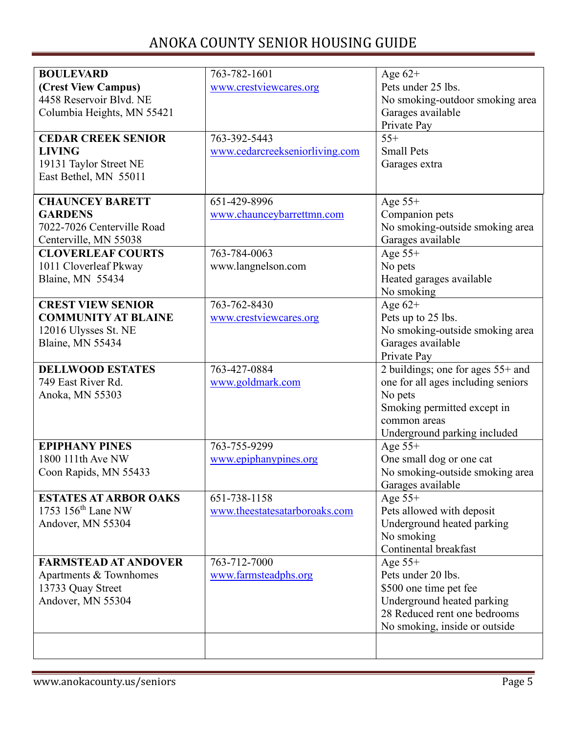| | | |
|---|---|---|
| **BOULEVARD**<br>**(Crest View Campus)**<br>4458 Reservoir Blvd. NE<br>Columbia Heights, MN 55421 | 763-782-1601<br>www.crestviewcares.org | Age 62+<br>Pets under 25 lbs.<br>No smoking-outdoor smoking area<br>Garages available<br>Private Pay |
| **CEDAR CREEK SENIOR LIVING**<br>19131 Taylor Street NE<br>East Bethel, MN 55011 | 763-392-5443<br>www.cedarcreekseniorliving.com | 55+<br>Small Pets<br>Garages extra |
| **CHAUNCEY BARETT GARDENS**<br>7022-7026 Centerville Road<br>Centerville, MN 55038 | 651-429-8996<br>www.chaunceybarettmn.com | Age 55+<br>Companion pets<br>No smoking-outside smoking area<br>Garages available |
| **CLOVERLEAF COURTS**<br>1011 Cloverleaf Pkway<br>Blaine, MN 55434 | 763-784-0063<br>www.langnelson.com | Age 55+<br>No pets<br>Heated garages available<br>No smoking |
| **CREST VIEW SENIOR COMMUNITY AT BLAINE**<br>12016 Ulysses St. NE<br>Blaine, MN 55434 | 763-762-8430<br>www.crestviewcares.org | Age 62+<br>Pets up to 25 lbs.<br>No smoking-outside smoking area<br>Garages available<br>Private Pay |
| **DELLWOOD ESTATES**<br>749 East River Rd.<br>Anoka, MN 55303 | 763-427-0884<br>www.goldmark.com | 2 buildings; one for ages 55+ and one for all ages including seniors<br>No pets<br>Smoking permitted except in common areas<br>Underground parking included |
| **EPIPHANY PINES**<br>1800 111th Ave NW<br>Coon Rapids, MN 55433 | 763-755-9299<br>www.epiphanypines.org | Age 55+<br>One small dog or one cat<br>No smoking-outside smoking area<br>Garages available |
| **ESTATES AT ARBOR OAKS**<br>1753 156th Lane NW<br>Andover, MN 55304 | 651-738-1158<br>www.theestatesatarboroaks.com | Age 55+<br>Pets allowed with deposit<br>Underground heated parking<br>No smoking<br>Continental breakfast |
| **FARMSTEAD AT ANDOVER**<br>Apartments & Townhomes<br>13733 Quay Street<br>Andover, MN 55304 | 763-712-7000<br>www.farmsteadphs.org | Age 55+<br>Pets under 20 lbs.<br>$500 one time pet fee<br>Underground heated parking<br>28 Reduced rent one bedrooms<br>No smoking, inside or outside |
| | | |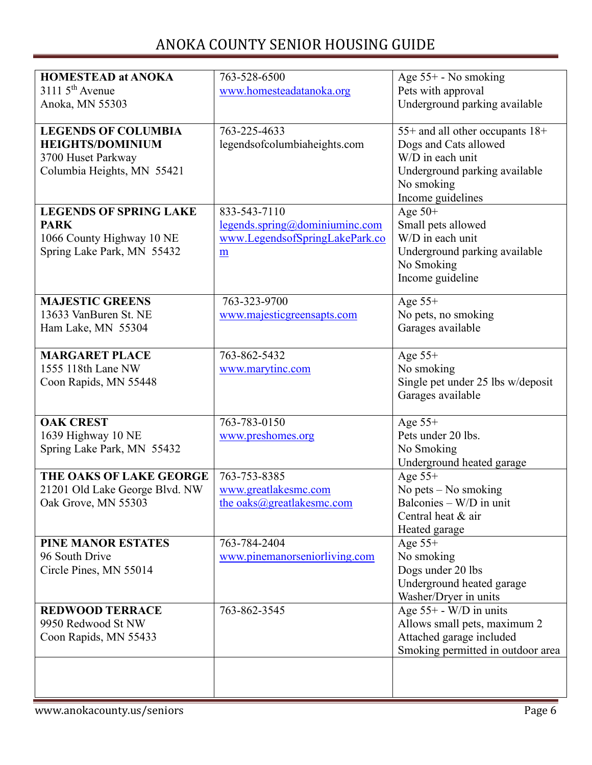# ANOKA COUNTY SENIOR HOUSING GUIDE

| | | |
|---|---|---|
| **HOMESTEAD at ANOKA**<br>3111 5th Avenue<br>Anoka, MN 55303 | 763-528-6500<br>www.homesteadatanoka.org | Age 55+ - No smoking<br>Pets with approval<br>Underground parking available |
| **LEGENDS OF COLUMBIA HEIGHTS/DOMINIUM**<br>3700 Huset Parkway<br>Columbia Heights, MN 55421 | 763-225-4633<br>legendsofcolumbiaheights.com | 55+ and all other occupants 18+<br>Dogs and Cats allowed<br>W/D in each unit<br>Underground parking available<br>No smoking<br>Income guidelines |
| **LEGENDS OF SPRING LAKE PARK**<br>1066 County Highway 10 NE<br>Spring Lake Park, MN 55432 | 833-543-7110<br>legends.spring@dominiuminc.com<br>www.LegendsofSpringLakePark.com | Age 50+<br>Small pets allowed<br>W/D in each unit<br>Underground parking available<br>No Smoking<br>Income guideline |
| **MAJESTIC GREENS**<br>13633 VanBuren St. NE<br>Ham Lake, MN 55304 | 763-323-9700<br>www.majesticgreensapts.com | Age 55+<br>No pets, no smoking<br>Garages available |
| **MARGARET PLACE**<br>1555 118th Lane NW<br>Coon Rapids, MN 55448 | 763-862-5432<br>www.marytinc.com | Age 55+<br>No smoking<br>Single pet under 25 lbs w/deposit<br>Garages available |
| **OAK CREST**<br>1639 Highway 10 NE<br>Spring Lake Park, MN 55432 | 763-783-0150<br>www.preshomes.org | Age 55+<br>Pets under 20 lbs.<br>No Smoking<br>Underground heated garage |
| **THE OAKS OF LAKE GEORGE**<br>21201 Old Lake George Blvd. NW<br>Oak Grove, MN 55303 | 763-753-8385<br>www.greatlakesmc.com<br>the oaks@greatlakesmc.com | Age 55+<br>No pets – No smoking<br>Balconies – W/D in unit<br>Central heat & air<br>Heated garage |
| **PINE MANOR ESTATES**<br>96 South Drive<br>Circle Pines, MN 55014 | 763-784-2404<br>www.pinemanorseniorliving.com | Age 55+<br>No smoking<br>Dogs under 20 lbs<br>Underground heated garage<br>Washer/Dryer in units |
| **REDWOOD TERRACE**<br>9950 Redwood St NW<br>Coon Rapids, MN 55433 | 763-862-3545 | Age 55+ - W/D in units<br>Allows small pets, maximum 2<br>Attached garage included<br>Smoking permitted in outdoor area |
| | | |

www.anokacounty.us/seniors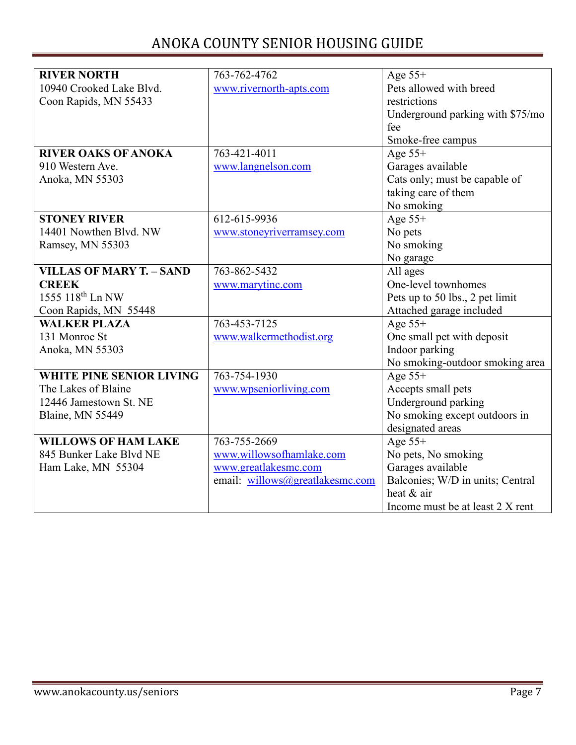| **RIVER NORTH**<br>10940 Crooked Lake Blvd.<br>Coon Rapids, MN 55433 | 763-762-4762<br>www.rivernorth-apts.com | Age 55+<br>Pets allowed with breed restrictions<br>Underground parking with $75/mo fee<br>Smoke-free campus |
|---|---|---|
| **RIVER OAKS OF ANOKA**<br>910 Western Ave.<br>Anoka, MN 55303 | 763-421-4011<br>www.langnelson.com | Age 55+<br>Garages available<br>Cats only; must be capable of taking care of them<br>No smoking |
| **STONEY RIVER**<br>14401 Nowthen Blvd. NW<br>Ramsey, MN 55303 | 612-615-9936<br>www.stoneyriverramsey.com | Age 55+<br>No pets<br>No smoking<br>No garage |
| **VILLAS OF MARY T. – SAND CREEK**<br>1555 118th Ln NW<br>Coon Rapids, MN 55448 | 763-862-5432<br>www.marytinc.com | All ages<br>One-level townhomes<br>Pets up to 50 lbs., 2 pet limit<br>Attached garage included |
| **WALKER PLAZA**<br>131 Monroe St<br>Anoka, MN 55303 | 763-453-7125<br>www.walkermethodist.org | Age 55+<br>One small pet with deposit<br>Indoor parking<br>No smoking-outdoor smoking area |
| **WHITE PINE SENIOR LIVING**<br>The Lakes of Blaine<br>12446 Jamestown St. NE<br>Blaine, MN 55449 | 763-754-1930<br>www.wpseniorliving.com | Age 55+<br>Accepts small pets<br>Underground parking<br>No smoking except outdoors in designated areas |
| **WILLOWS OF HAM LAKE**<br>845 Bunker Lake Blvd NE<br>Ham Lake, MN 55304 | 763-755-2669<br>www.willowsofhamlake.com<br>www.greatlakesmc.com<br>email: willows@greatlakesmc.com | Age 55+<br>No pets, No smoking<br>Garages available<br>Balconies; W/D in units; Central heat & air<br>Income must be at least 2 X rent |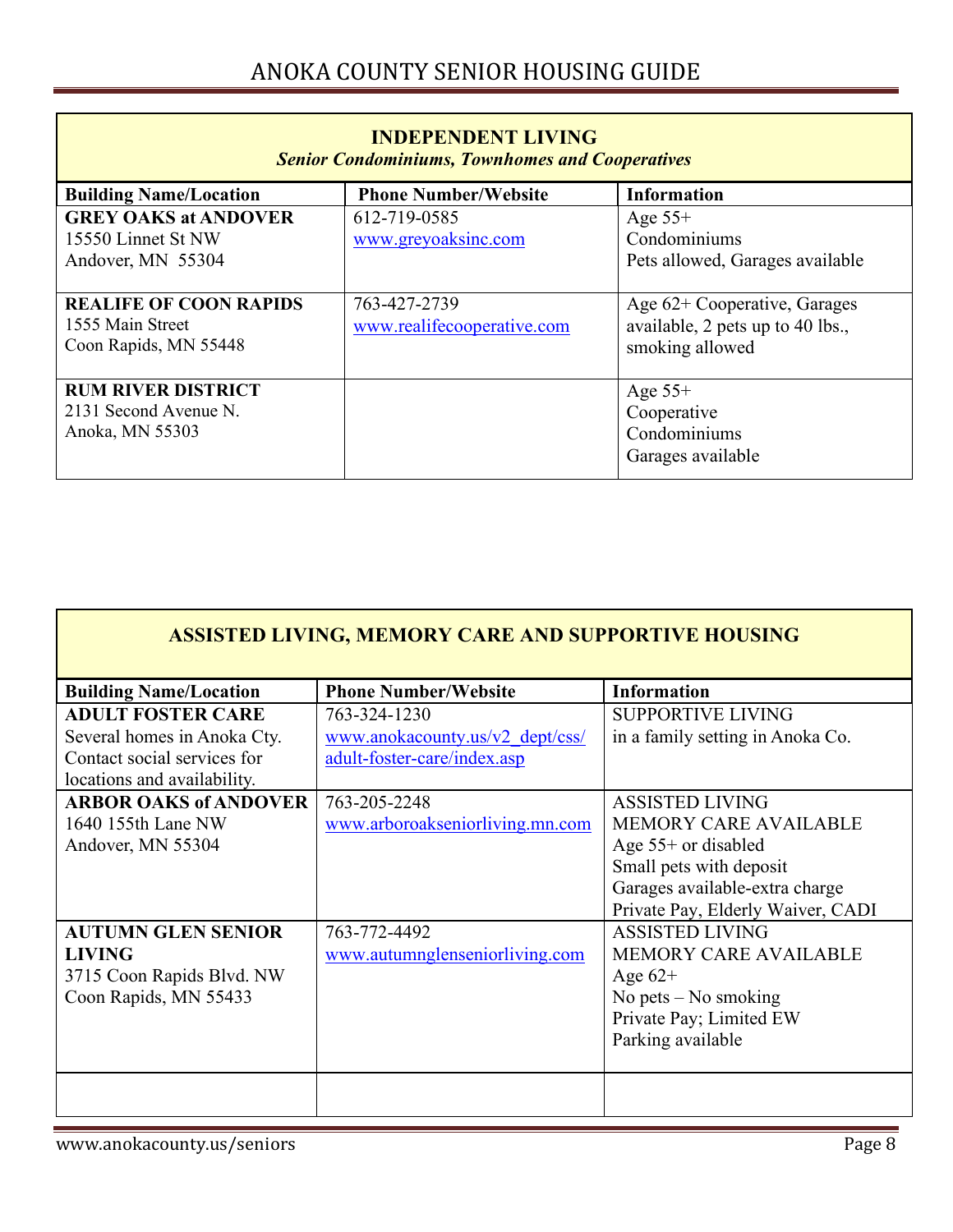## INDEPENDENT LIVING

*Senior Condominiums, Townhomes and Cooperatives*

| Building Name/Location | Phone Number/Website | Information |
|---|---|---|
| **GREY OAKS at ANDOVER**<br>15550 Linnet St NW<br>Andover, MN 55304 | 612-719-0585<br>www.greyoaksinc.com | Age 55+<br>Condominiums<br>Pets allowed, Garages available |
| **REALIFE OF COON RAPIDS**<br>1555 Main Street<br>Coon Rapids, MN 55448 | 763-427-2739<br>www.realifecooperative.com | Age 62+ Cooperative, Garages available, 2 pets up to 40 lbs., smoking allowed |
| **RUM RIVER DISTRICT**<br>2131 Second Avenue N.<br>Anoka, MN 55303 | | Age 55+<br>Cooperative<br>Condominiums<br>Garages available |

## ASSISTED LIVING, MEMORY CARE AND SUPPORTIVE HOUSING

| Building Name/Location | Phone Number/Website | Information |
|---|---|---|
| **ADULT FOSTER CARE**<br>Several homes in Anoka Cty. Contact social services for locations and availability. | 763-324-1230<br>www.anokacounty.us/v2_dept/css/adult-foster-care/index.asp | SUPPORTIVE LIVING<br>in a family setting in Anoka Co. |
| **ARBOR OAKS of ANDOVER**<br>1640 155th Lane NW<br>Andover, MN 55304 | 763-205-2248<br>www.arboroakseniorliving.mn.com | ASSISTED LIVING<br>MEMORY CARE AVAILABLE<br>Age 55+ or disabled<br>Small pets with deposit<br>Garages available-extra charge<br>Private Pay, Elderly Waiver, CADI |
| **AUTUMN GLEN SENIOR LIVING**<br>3715 Coon Rapids Blvd. NW<br>Coon Rapids, MN 55433 | 763-772-4492<br>www.autumnglenseniorliving.com | ASSISTED LIVING<br>MEMORY CARE AVAILABLE<br>Age 62+<br>No pets – No smoking<br>Private Pay; Limited EW<br>Parking available |
| | | |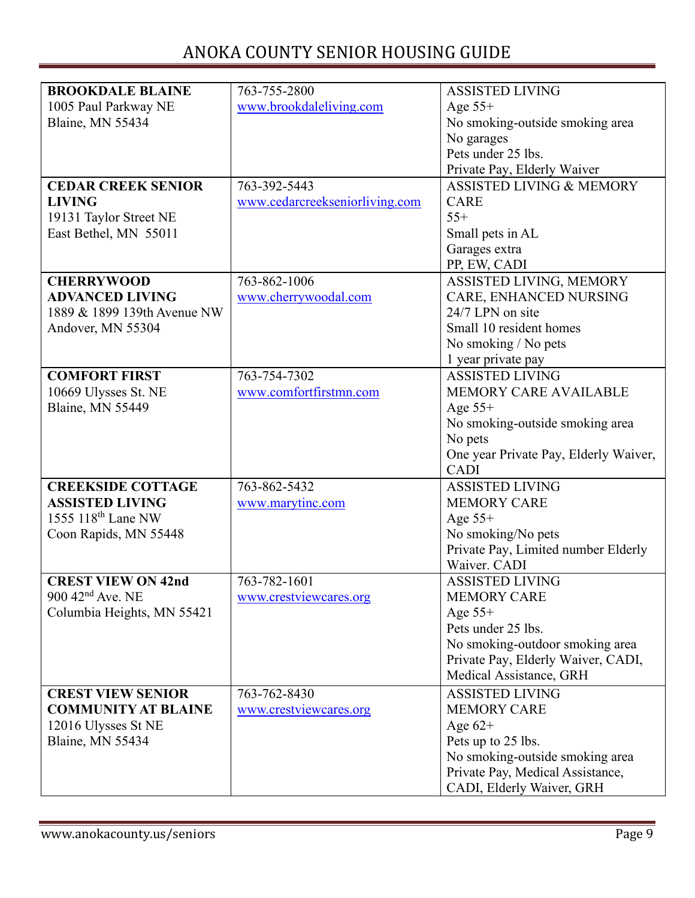| | | |
|---|---|---|
| **BROOKDALE BLAINE**<br>1005 Paul Parkway NE<br>Blaine, MN 55434 | 763-755-2800<br>www.brookdaleliving.com | ASSISTED LIVING<br>Age 55+<br>No smoking-outside smoking area<br>No garages<br>Pets under 25 lbs.<br>Private Pay, Elderly Waiver |
| **CEDAR CREEK SENIOR LIVING**<br>19131 Taylor Street NE<br>East Bethel, MN 55011 | 763-392-5443<br>www.cedarcreekseniorliving.com | ASSISTED LIVING & MEMORY CARE<br>55+<br>Small pets in AL<br>Garages extra<br>PP, EW, CADI |
| **CHERRYWOOD ADVANCED LIVING**<br>1889 & 1899 139th Avenue NW<br>Andover, MN 55304 | 763-862-1006<br>www.cherrywoodal.com | ASSISTED LIVING, MEMORY CARE, ENHANCED NURSING<br>24/7 LPN on site<br>Small 10 resident homes<br>No smoking / No pets<br>1 year private pay |
| **COMFORT FIRST**<br>10669 Ulysses St. NE<br>Blaine, MN 55449 | 763-754-7302<br>www.comfortfirstmn.com | ASSISTED LIVING<br>MEMORY CARE AVAILABLE<br>Age 55+<br>No smoking-outside smoking area<br>No pets<br>One year Private Pay, Elderly Waiver, CADI |
| **CREEKSIDE COTTAGE ASSISTED LIVING**<br>1555 118th Lane NW<br>Coon Rapids, MN 55448 | 763-862-5432<br>www.marytinc.com | ASSISTED LIVING<br>MEMORY CARE<br>Age 55+<br>No smoking/No pets<br>Private Pay, Limited number Elderly Waiver. CADI |
| **CREST VIEW ON 42nd**<br>900 42nd Ave. NE<br>Columbia Heights, MN 55421 | 763-782-1601<br>www.crestviewcares.org | ASSISTED LIVING<br>MEMORY CARE<br>Age 55+<br>Pets under 25 lbs.<br>No smoking-outdoor smoking area<br>Private Pay, Elderly Waiver, CADI, Medical Assistance, GRH |
| **CREST VIEW SENIOR COMMUNITY AT BLAINE**<br>12016 Ulysses St NE<br>Blaine, MN 55434 | 763-762-8430<br>www.crestviewcares.org | ASSISTED LIVING<br>MEMORY CARE<br>Age 62+<br>Pets up to 25 lbs.<br>No smoking-outside smoking area<br>Private Pay, Medical Assistance, CADI, Elderly Waiver, GRH |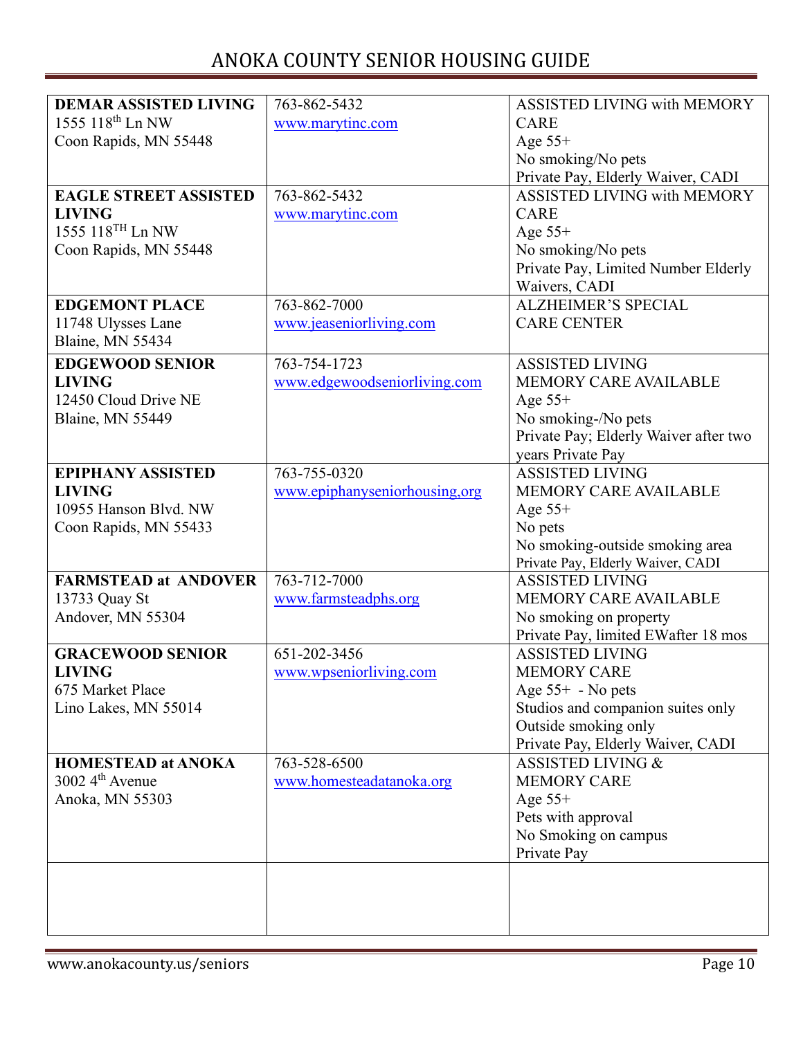| | | |
|---|---|---|
| **DEMAR ASSISTED LIVING**<br>1555 118th Ln NW<br>Coon Rapids, MN 55448 | 763-862-5432<br>www.marytinc.com | ASSISTED LIVING with MEMORY CARE<br>Age 55+<br>No smoking/No pets<br>Private Pay, Elderly Waiver, CADI |
| **EAGLE STREET ASSISTED LIVING**<br>1555 118TH Ln NW<br>Coon Rapids, MN 55448 | 763-862-5432<br>www.marytinc.com | ASSISTED LIVING with MEMORY CARE<br>Age 55+<br>No smoking/No pets<br>Private Pay, Limited Number Elderly Waivers, CADI |
| **EDGEMONT PLACE**<br>11748 Ulysses Lane<br>Blaine, MN 55434 | 763-862-7000<br>www.jeaseniorliving.com | ALZHEIMER'S SPECIAL CARE CENTER |
| **EDGEWOOD SENIOR LIVING**<br>12450 Cloud Drive NE<br>Blaine, MN 55449 | 763-754-1723<br>www.edgewoodseniorliving.com | ASSISTED LIVING<br>MEMORY CARE AVAILABLE<br>Age 55+<br>No smoking-/No pets<br>Private Pay; Elderly Waiver after two years Private Pay |
| **EPIPHANY ASSISTED LIVING**<br>10955 Hanson Blvd. NW<br>Coon Rapids, MN 55433 | 763-755-0320<br>www.epiphanyseniorhousing,org | ASSISTED LIVING<br>MEMORY CARE AVAILABLE<br>Age 55+<br>No pets<br>No smoking-outside smoking area<br>Private Pay, Elderly Waiver, CADI |
| **FARMSTEAD at ANDOVER**<br>13733 Quay St<br>Andover, MN 55304 | 763-712-7000<br>www.farmsteadphs.org | ASSISTED LIVING<br>MEMORY CARE AVAILABLE<br>No smoking on property<br>Private Pay, limited EWafter 18 mos |
| **GRACEWOOD SENIOR LIVING**<br>675 Market Place<br>Lino Lakes, MN 55014 | 651-202-3456<br>www.wpseniorliving.com | ASSISTED LIVING<br>MEMORY CARE<br>Age 55+ - No pets<br>Studios and companion suites only<br>Outside smoking only<br>Private Pay, Elderly Waiver, CADI |
| **HOMESTEAD at ANOKA**<br>3002 4th Avenue<br>Anoka, MN 55303 | 763-528-6500<br>www.homesteadatanoka.org | ASSISTED LIVING &<br>MEMORY CARE<br>Age 55+<br>Pets with approval<br>No Smoking on campus<br>Private Pay |
| | | |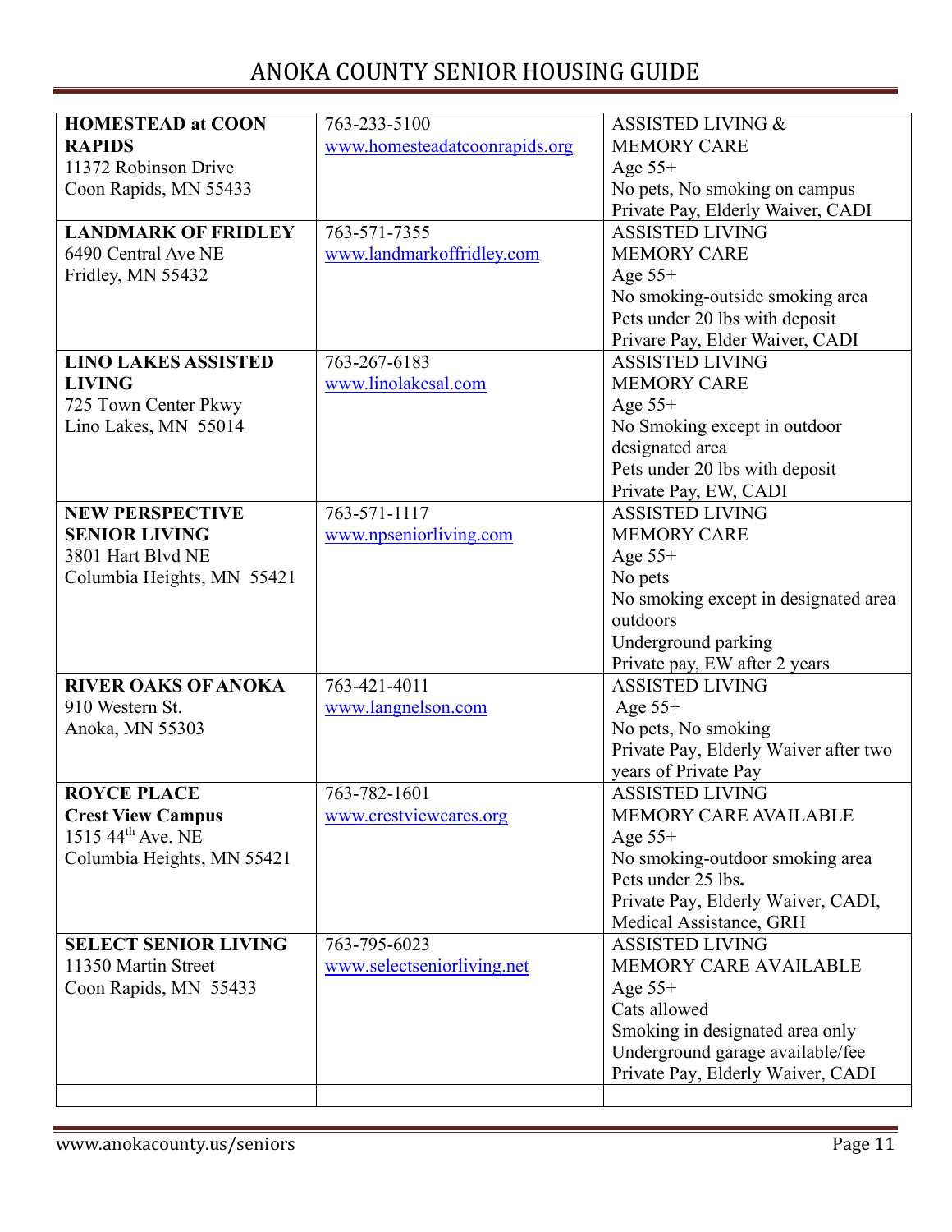| | | |
|---|---|---|
| **HOMESTEAD at COON RAPIDS**<br>11372 Robinson Drive<br>Coon Rapids, MN 55433 | 763-233-5100<br>www.homesteadatcoonrapids.org | ASSISTED LIVING &<br>MEMORY CARE<br>Age 55+<br>No pets, No smoking on campus<br>Private Pay, Elderly Waiver, CADI |
| **LANDMARK OF FRIDLEY**<br>6490 Central Ave NE<br>Fridley, MN 55432 | 763-571-7355<br>www.landmarkoffridley.com | ASSISTED LIVING<br>MEMORY CARE<br>Age 55+<br>No smoking-outside smoking area<br>Pets under 20 lbs with deposit<br>Privare Pay, Elder Waiver, CADI |
| **LINO LAKES ASSISTED LIVING**<br>725 Town Center Pkwy<br>Lino Lakes, MN 55014 | 763-267-6183<br>www.linolakesal.com | ASSISTED LIVING<br>MEMORY CARE<br>Age 55+<br>No Smoking except in outdoor designated area<br>Pets under 20 lbs with deposit<br>Private Pay, EW, CADI |
| **NEW PERSPECTIVE SENIOR LIVING**<br>3801 Hart Blvd NE<br>Columbia Heights, MN 55421 | 763-571-1117<br>www.npseniorliving.com | ASSISTED LIVING<br>MEMORY CARE<br>Age 55+<br>No pets<br>No smoking except in designated area outdoors<br>Underground parking<br>Private pay, EW after 2 years |
| **RIVER OAKS OF ANOKA**<br>910 Western St.<br>Anoka, MN 55303 | 763-421-4011<br>www.langnelson.com | ASSISTED LIVING<br>Age 55+<br>No pets, No smoking<br>Private Pay, Elderly Waiver after two years of Private Pay |
| **ROYCE PLACE**<br>**Crest View Campus**<br>1515 44th Ave. NE<br>Columbia Heights, MN 55421 | 763-782-1601<br>www.crestviewcares.org | ASSISTED LIVING<br>MEMORY CARE AVAILABLE<br>Age 55+<br>No smoking-outdoor smoking area<br>Pets under 25 lbs.<br>Private Pay, Elderly Waiver, CADI, Medical Assistance, GRH |
| **SELECT SENIOR LIVING**<br>11350 Martin Street<br>Coon Rapids, MN 55433 | 763-795-6023<br>www.selectseniorliving.net | ASSISTED LIVING<br>MEMORY CARE AVAILABLE<br>Age 55+<br>Cats allowed<br>Smoking in designated area only<br>Underground garage available/fee<br>Private Pay, Elderly Waiver, CADI |
| | | |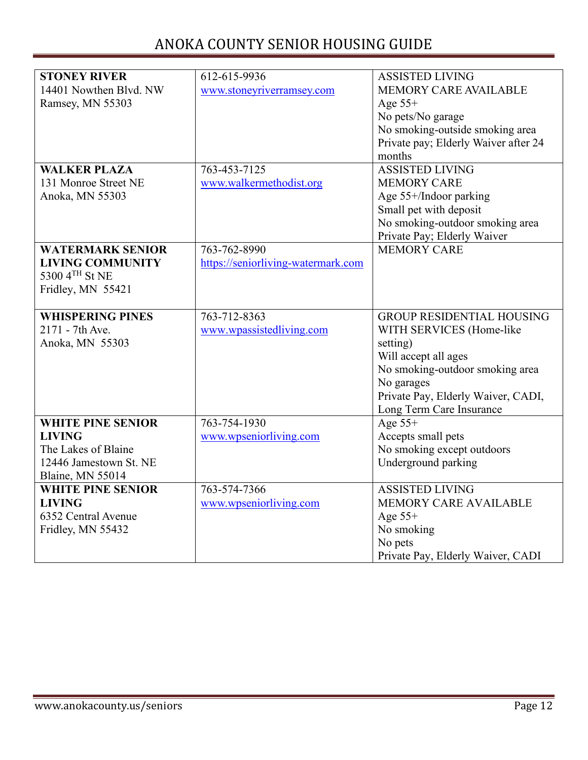| **STONEY RIVER**<br>14401 Nowthen Blvd. NW<br>Ramsey, MN 55303 | 612-615-9936<br>www.stoneyriverramsey.com | ASSISTED LIVING<br>MEMORY CARE AVAILABLE<br>Age 55+<br>No pets/No garage<br>No smoking-outside smoking area<br>Private pay; Elderly Waiver after 24 months |
|---|---|---|
| **WALKER PLAZA**<br>131 Monroe Street NE<br>Anoka, MN 55303 | 763-453-7125<br>www.walkermethodist.org | ASSISTED LIVING<br>MEMORY CARE<br>Age 55+/Indoor parking<br>Small pet with deposit<br>No smoking-outdoor smoking area<br>Private Pay; Elderly Waiver |
| **WATERMARK SENIOR LIVING COMMUNITY**<br>5300 4TH St NE<br>Fridley, MN 55421 | 763-762-8990<br>https://seniorliving-watermark.com | MEMORY CARE |
| **WHISPERING PINES**<br>2171 - 7th Ave.<br>Anoka, MN 55303 | 763-712-8363<br>www.wpassistedliving.com | GROUP RESIDENTIAL HOUSING WITH SERVICES (Home-like setting)<br>Will accept all ages<br>No smoking-outdoor smoking area<br>No garages<br>Private Pay, Elderly Waiver, CADI, Long Term Care Insurance |
| **WHITE PINE SENIOR LIVING**<br>The Lakes of Blaine<br>12446 Jamestown St. NE<br>Blaine, MN 55014 | 763-754-1930<br>www.wpseniorliving.com | Age 55+<br>Accepts small pets<br>No smoking except outdoors<br>Underground parking |
| **WHITE PINE SENIOR LIVING**<br>6352 Central Avenue<br>Fridley, MN 55432 | 763-574-7366<br>www.wpseniorliving.com | ASSISTED LIVING<br>MEMORY CARE AVAILABLE<br>Age 55+<br>No smoking<br>No pets<br>Private Pay, Elderly Waiver, CADI |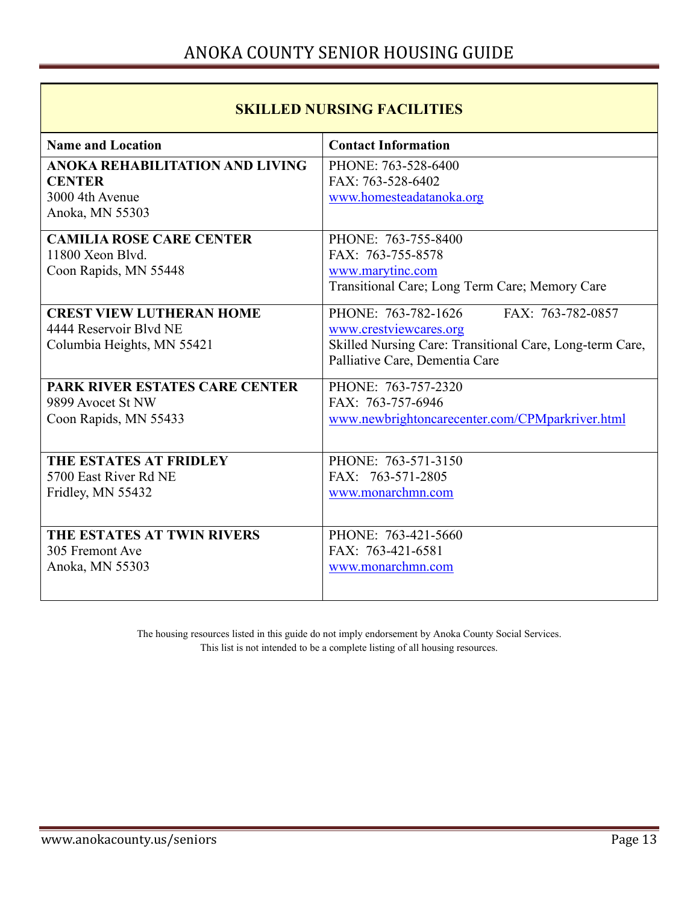| SKILLED NURSING FACILITIES | |
|---|---|
| **Name and Location** | **Contact Information** |
| **ANOKA REHABILITATION AND LIVING CENTER**<br>3000 4th Avenue<br>Anoka, MN 55303 | PHONE: 763-528-6400<br>FAX: 763-528-6402<br>www.homesteadatanoka.org |
| **CAMILIA ROSE CARE CENTER**<br>11800 Xeon Blvd.<br>Coon Rapids, MN 55448 | PHONE: 763-755-8400<br>FAX: 763-755-8578<br>www.marytinc.com<br>Transitional Care; Long Term Care; Memory Care |
| **CREST VIEW LUTHERAN HOME**<br>4444 Reservoir Blvd NE<br>Columbia Heights, MN 55421 | PHONE: 763-782-1626 FAX: 763-782-0857<br>www.crestviewcares.org<br>Skilled Nursing Care: Transitional Care, Long-term Care, Palliative Care, Dementia Care |
| **PARK RIVER ESTATES CARE CENTER**<br>9899 Avocet St NW<br>Coon Rapids, MN 55433 | PHONE: 763-757-2320<br>FAX: 763-757-6946<br>www.newbrightoncarecenter.com/CPMparkriver.html |
| **THE ESTATES AT FRIDLEY**<br>5700 East River Rd NE<br>Fridley, MN 55432 | PHONE: 763-571-3150<br>FAX: 763-571-2805<br>www.monarchmn.com |
| **THE ESTATES AT TWIN RIVERS**<br>305 Fremont Ave<br>Anoka, MN 55303 | PHONE: 763-421-5660<br>FAX: 763-421-6581<br>www.monarchmn.com |

The housing resources listed in this guide do not imply endorsement by Anoka County Social Services.
This list is not intended to be a complete listing of all housing resources.